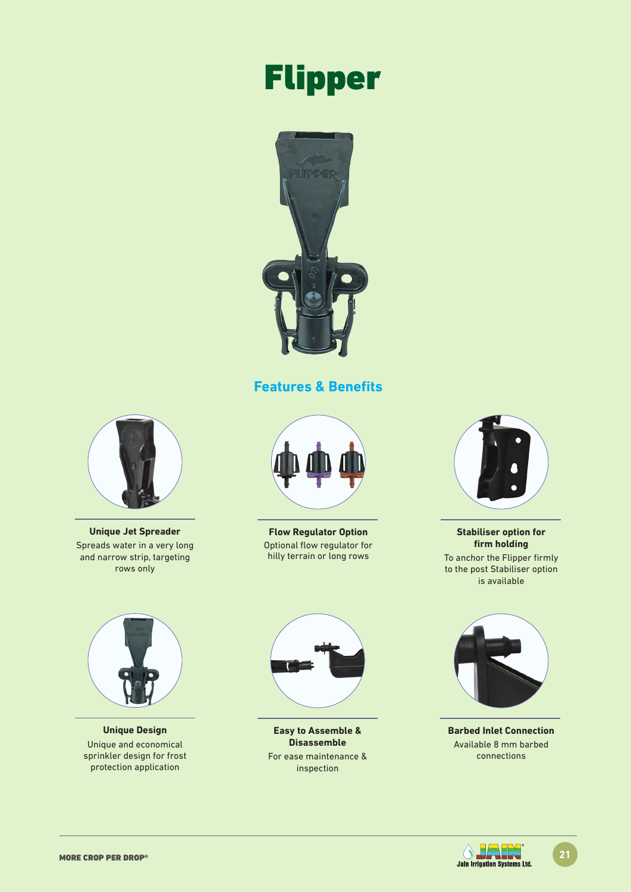# Flipper

## Features & Benefits

**Unique Jet Spreader**
Spreads water in a very long and narrow strip, targeting rows only

**Flow Regulator Option**
Optional flow regulator for hilly terrain or long rows

**Stabiliser option for firm holding**
To anchor the Flipper firmly to the post Stabiliser option is available

**Unique Design**
Unique and economical sprinkler design for frost protection application

**Easy to Assemble & Disassemble**
For ease maintenance & inspection

**Barbed Inlet Connection**
Available 8 mm barbed connections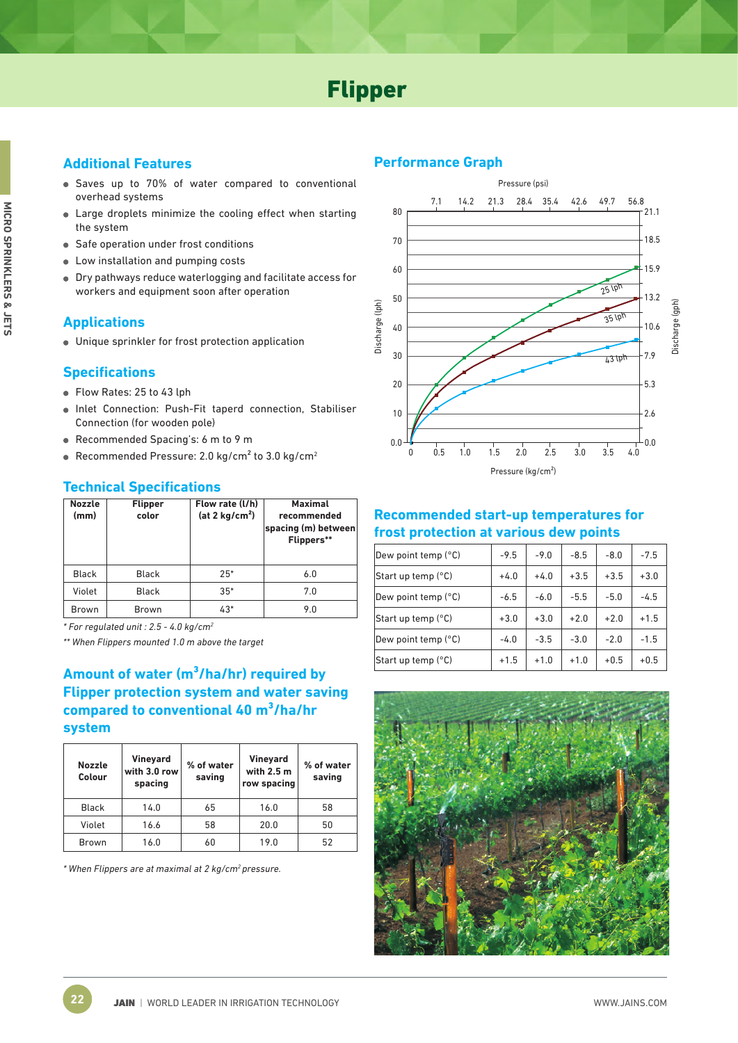# Flipper

## Additional Features

- Saves up to 70% of water compared to conventional overhead systems
- Large droplets minimize the cooling effect when starting the system
- Safe operation under frost conditions
- Low installation and pumping costs
- Dry pathways reduce waterlogging and facilitate access for workers and equipment soon after operation

## Applications

- Unique sprinkler for frost protection application

## Specifications

- Flow Rates: 25 to 43 lph
- Inlet Connection: Push-Fit taperd connection, Stabiliser Connection (for wooden pole)
- Recommended Spacing's: 6 m to 9 m
- Recommended Pressure: 2.0 kg/cm$^2$ to 3.0 kg/cm$^2$

## Technical Specifications

| Nozzle (mm) | Flipper color | Flow rate (l/h) (at 2 kg/cm$^2$) | Maximal recommended spacing (m) between Flippers** |
|---|---|---|---|
| Black | Black | 25* | 6.0 |
| Violet | Black | 35* | 7.0 |
| Brown | Brown | 43* | 9.0 |

*\* For regulated unit : 2.5 - 4.0 kg/cm$^2$*

*\*\* When Flippers mounted 1.0 m above the target*

## Amount of water (m$^3$/ha/hr) required by Flipper protection system and water saving compared to conventional 40 m$^3$/ha/hr system

| Nozzle Colour | Vineyard with 3.0 row spacing | % of water saving | Vineyard with 2.5 m row spacing | % of water saving |
|---|---|---|---|---|
| Black | 14.0 | 65 | 16.0 | 58 |
| Violet | 16.6 | 58 | 20.0 | 50 |
| Brown | 16.0 | 60 | 19.0 | 52 |

*\* When Flippers are at maximal at 2 kg/cm$^2$ pressure.*

## Performance Graph

Pressure (psi)

7.1 14.2 21.3 28.4 35.4 42.6 49.7 56.8

Discharge (lph)

80 70 60 50 40 30 20 10 0.0

Discharge (gph)

21.1 18.5 15.9 13.2 10.6 7.9 5.3 2.6 0.0

25 lph

35 lph

43 lph

0 0.5 1.0 1.5 2.0 2.5 3.0 3.5 4.0

Pressure (kg/cm$^2$)

## Recommended start-up temperatures for frost protection at various dew points

| | | | | | |
|---|---|---|---|---|---|
| Dew point temp (°C) | -9.5 | -9.0 | -8.5 | -8.0 | -7.5 |
| Start up temp (°C) | +4.0 | +4.0 | +3.5 | +3.5 | +3.0 |
| Dew point temp (°C) | -6.5 | -6.0 | -5.5 | -5.0 | -4.5 |
| Start up temp (°C) | +3.0 | +3.0 | +2.0 | +2.0 | +1.5 |
| Dew point temp (°C) | -4.0 | -3.5 | -3.0 | -2.0 | -1.5 |
| Start up temp (°C) | +1.5 | +1.0 | +1.0 | +0.5 | +0.5 |